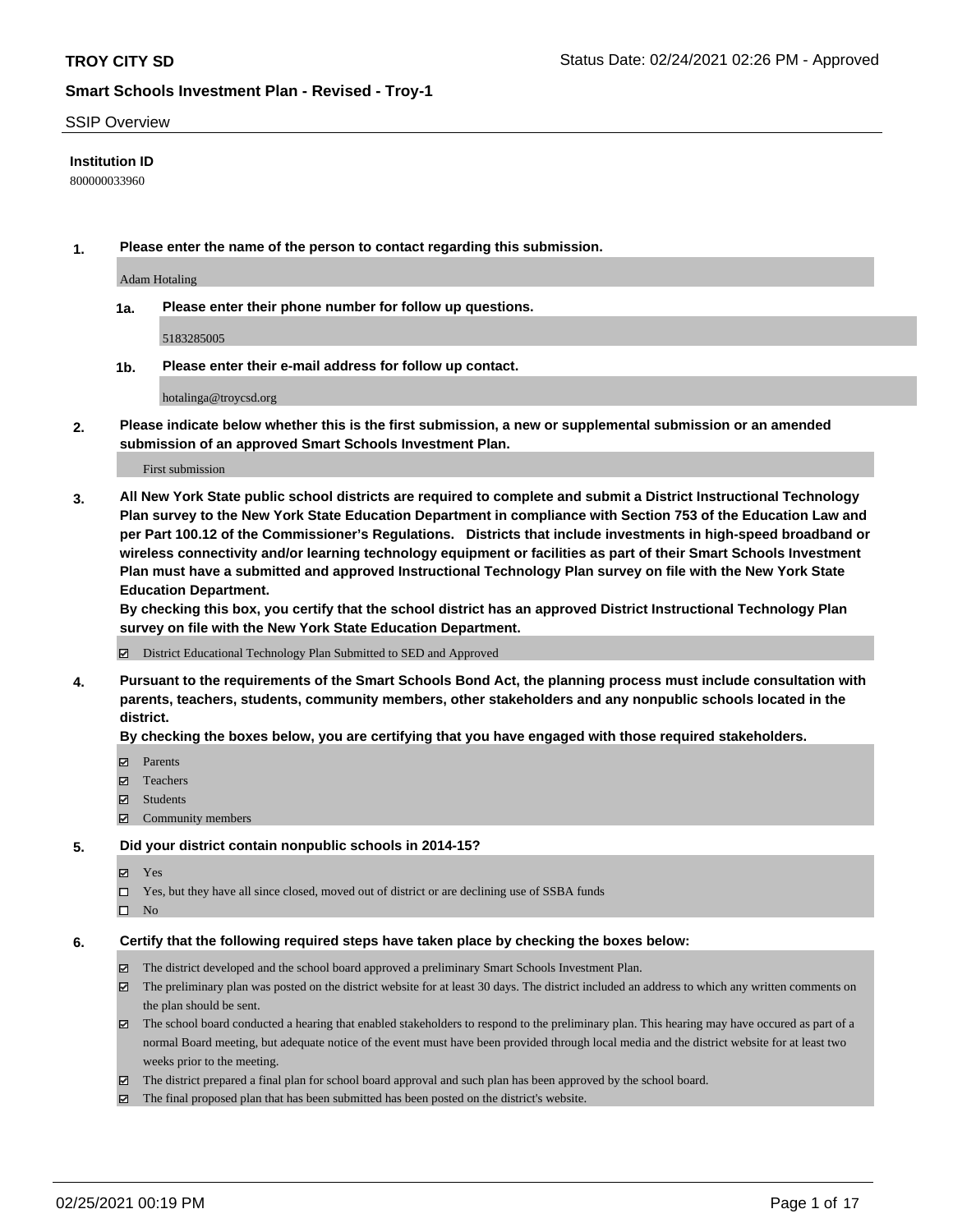## SSIP Overview

**Institution ID**

800000033960

**1. Please enter the name of the person to contact regarding this submission.**

Adam Hotaling

**1a. Please enter their phone number for follow up questions.**

5183285005

**1b. Please enter their e-mail address for follow up contact.**

hotalinga@troycsd.org

**2. Please indicate below whether this is the first submission, a new or supplemental submission or an amended submission of an approved Smart Schools Investment Plan.**

First submission

**3. All New York State public school districts are required to complete and submit a District Instructional Technology Plan survey to the New York State Education Department in compliance with Section 753 of the Education Law and per Part 100.12 of the Commissioner's Regulations. Districts that include investments in high-speed broadband or wireless connectivity and/or learning technology equipment or facilities as part of their Smart Schools Investment Plan must have a submitted and approved Instructional Technology Plan survey on file with the New York State Education Department.**

**By checking this box, you certify that the school district has an approved District Instructional Technology Plan survey on file with the New York State Education Department.**

- [x] District Educational Technology Plan Submitted to SED and Approved

**4. Pursuant to the requirements of the Smart Schools Bond Act, the planning process must include consultation with parents, teachers, students, community members, other stakeholders and any nonpublic schools located in the district.**

**By checking the boxes below, you are certifying that you have engaged with those required stakeholders.**

- [x] Parents
- [x] Teachers
- [x] Students
- [x] Community members

**5. Did your district contain nonpublic schools in 2014-15?**

- [x] Yes
- [ ] Yes, but they have all since closed, moved out of district or are declining use of SSBA funds
- [ ] No

**6. Certify that the following required steps have taken place by checking the boxes below:**

- [x] The district developed and the school board approved a preliminary Smart Schools Investment Plan.
- [x] The preliminary plan was posted on the district website for at least 30 days. The district included an address to which any written comments on the plan should be sent.
- [x] The school board conducted a hearing that enabled stakeholders to respond to the preliminary plan. This hearing may have occured as part of a normal Board meeting, but adequate notice of the event must have been provided through local media and the district website for at least two weeks prior to the meeting.
- [x] The district prepared a final plan for school board approval and such plan has been approved by the school board.
- [x] The final proposed plan that has been submitted has been posted on the district's website.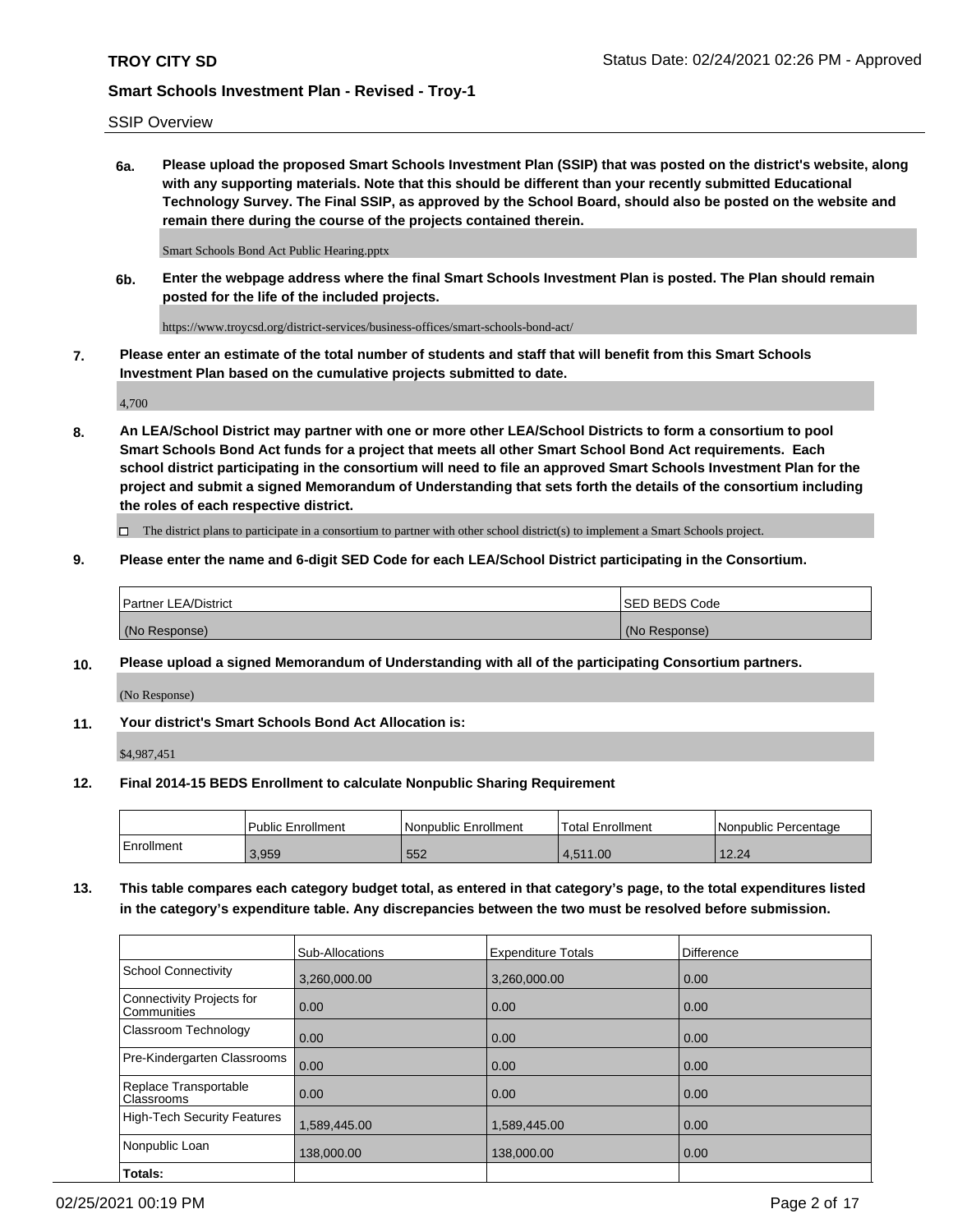SSIP Overview

**6a. Please upload the proposed Smart Schools Investment Plan (SSIP) that was posted on the district's website, along with any supporting materials. Note that this should be different than your recently submitted Educational Technology Survey. The Final SSIP, as approved by the School Board, should also be posted on the website and remain there during the course of the projects contained therein.**

Smart Schools Bond Act Public Hearing.pptx

**6b. Enter the webpage address where the final Smart Schools Investment Plan is posted. The Plan should remain posted for the life of the included projects.**

https://www.troycsd.org/district-services/business-offices/smart-schools-bond-act/

**7. Please enter an estimate of the total number of students and staff that will benefit from this Smart Schools Investment Plan based on the cumulative projects submitted to date.**

4,700

**8. An LEA/School District may partner with one or more other LEA/School Districts to form a consortium to pool Smart Schools Bond Act funds for a project that meets all other Smart School Bond Act requirements. Each school district participating in the consortium will need to file an approved Smart Schools Investment Plan for the project and submit a signed Memorandum of Understanding that sets forth the details of the consortium including the roles of each respective district.**

☐ The district plans to participate in a consortium to partner with other school district(s) to implement a Smart Schools project.

**9. Please enter the name and 6-digit SED Code for each LEA/School District participating in the Consortium.**

| Partner LEA/District | SED BEDS Code |
|---|---|
| (No Response) | (No Response) |

**10. Please upload a signed Memorandum of Understanding with all of the participating Consortium partners.**

(No Response)

**11. Your district's Smart Schools Bond Act Allocation is:**

$4,987,451

**12. Final 2014-15 BEDS Enrollment to calculate Nonpublic Sharing Requirement**

| | Public Enrollment | Nonpublic Enrollment | Total Enrollment | Nonpublic Percentage |
|---|---|---|---|---|
| Enrollment | 3,959 | 552 | 4,511.00 | 12.24 |

**13. This table compares each category budget total, as entered in that category's page, to the total expenditures listed in the category's expenditure table. Any discrepancies between the two must be resolved before submission.**

| | Sub-Allocations | Expenditure Totals | Difference |
|---|---|---|---|
| School Connectivity | 3,260,000.00 | 3,260,000.00 | 0.00 |
| Connectivity Projects for Communities | 0.00 | 0.00 | 0.00 |
| Classroom Technology | 0.00 | 0.00 | 0.00 |
| Pre-Kindergarten Classrooms | 0.00 | 0.00 | 0.00 |
| Replace Transportable Classrooms | 0.00 | 0.00 | 0.00 |
| High-Tech Security Features | 1,589,445.00 | 1,589,445.00 | 0.00 |
| Nonpublic Loan | 138,000.00 | 138,000.00 | 0.00 |
| **Totals:** | | | |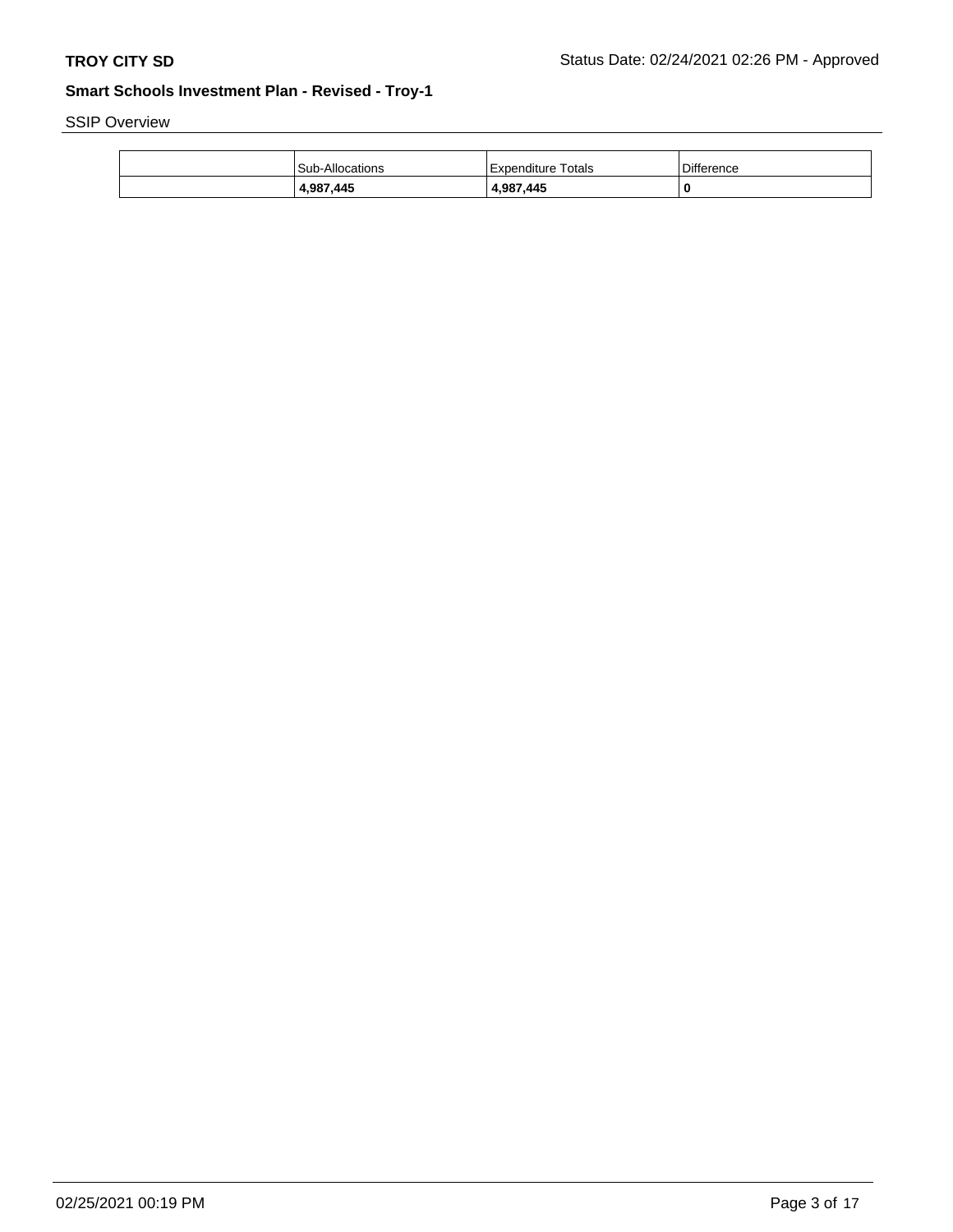SSIP Overview

| | Sub-Allocations | Expenditure Totals | Difference |
|---|---|---|---|
| | **4,987,445** | **4,987,445** | **0** |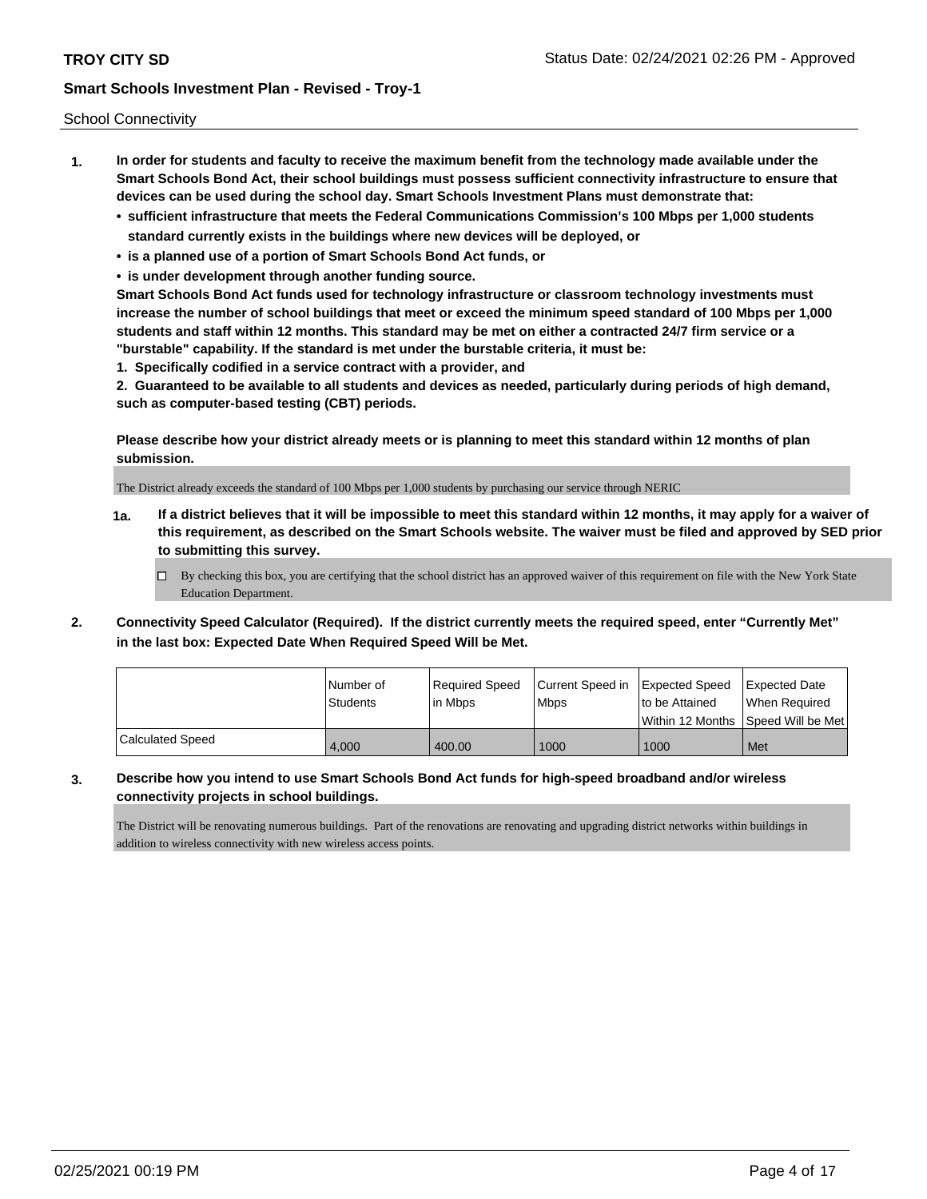School Connectivity

1. **In order for students and faculty to receive the maximum benefit from the technology made available under the Smart Schools Bond Act, their school buildings must possess sufficient connectivity infrastructure to ensure that devices can be used during the school day. Smart Schools Investment Plans must demonstrate that:**
   - **sufficient infrastructure that meets the Federal Communications Commission's 100 Mbps per 1,000 students standard currently exists in the buildings where new devices will be deployed, or**
   - **is a planned use of a portion of Smart Schools Bond Act funds, or**
   - **is under development through another funding source.**

   **Smart Schools Bond Act funds used for technology infrastructure or classroom technology investments must increase the number of school buildings that meet or exceed the minimum speed standard of 100 Mbps per 1,000 students and staff within 12 months. This standard may be met on either a contracted 24/7 firm service or a "burstable" capability. If the standard is met under the burstable criteria, it must be:**

   **1. Specifically codified in a service contract with a provider, and**

   **2. Guaranteed to be available to all students and devices as needed, particularly during periods of high demand, such as computer-based testing (CBT) periods.**

   **Please describe how your district already meets or is planning to meet this standard within 12 months of plan submission.**

   The District already exceeds the standard of 100 Mbps per 1,000 students by purchasing our service through NERIC

   **1a. If a district believes that it will be impossible to meet this standard within 12 months, it may apply for a waiver of this requirement, as described on the Smart Schools website. The waiver must be filed and approved by SED prior to submitting this survey.**

   ☐ By checking this box, you are certifying that the school district has an approved waiver of this requirement on file with the New York State Education Department.

2. **Connectivity Speed Calculator (Required). If the district currently meets the required speed, enter "Currently Met" in the last box: Expected Date When Required Speed Will be Met.**

| | Number of Students | Required Speed in Mbps | Current Speed in Mbps | Expected Speed to be Attained Within 12 Months | Expected Date When Required Speed Will be Met |
|---|---|---|---|---|---|
| Calculated Speed | 4,000 | 400.00 | 1000 | 1000 | Met |

3. **Describe how you intend to use Smart Schools Bond Act funds for high-speed broadband and/or wireless connectivity projects in school buildings.**

   The District will be renovating numerous buildings. Part of the renovations are renovating and upgrading district networks within buildings in addition to wireless connectivity with new wireless access points.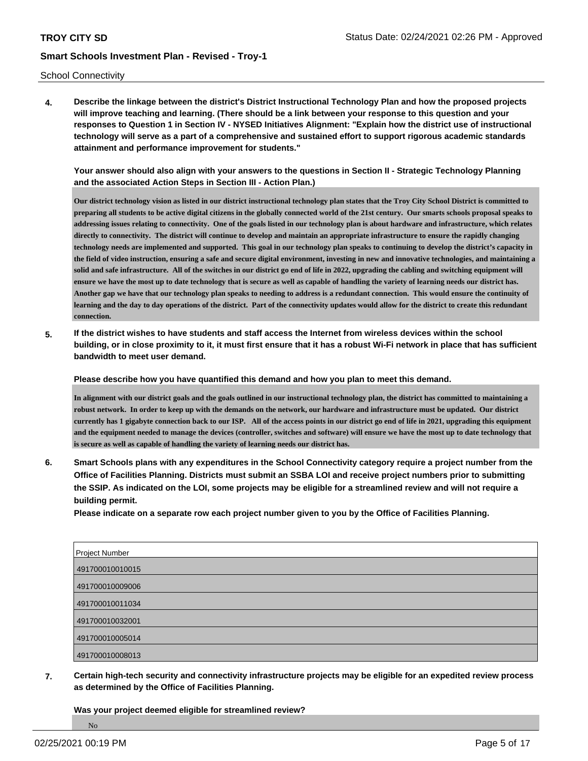School Connectivity

**4. Describe the linkage between the district's District Instructional Technology Plan and how the proposed projects will improve teaching and learning. (There should be a link between your response to this question and your responses to Question 1 in Section IV - NYSED Initiatives Alignment: "Explain how the district use of instructional technology will serve as a part of a comprehensive and sustained effort to support rigorous academic standards attainment and performance improvement for students."**

**Your answer should also align with your answers to the questions in Section II - Strategic Technology Planning and the associated Action Steps in Section III - Action Plan.)**

Our district technology vision as listed in our district instructional technology plan states that the Troy City School District is committed to preparing all students to be active digital citizens in the globally connected world of the 21st century. Our smarts schools proposal speaks to addressing issues relating to connectivity. One of the goals listed in our technology plan is about hardware and infrastructure, which relates directly to connectivity. The district will continue to develop and maintain an appropriate infrastructure to ensure the rapidly changing technology needs are implemented and supported. This goal in our technology plan speaks to continuing to develop the district's capacity in the field of video instruction, ensuring a safe and secure digital environment, investing in new and innovative technologies, and maintaining a solid and safe infrastructure. All of the switches in our district go end of life in 2022, upgrading the cabling and switching equipment will ensure we have the most up to date technology that is secure as well as capable of handling the variety of learning needs our district has. Another gap we have that our technology plan speaks to needing to address is a redundant connection. This would ensure the continuity of learning and the day to day operations of the district. Part of the connectivity updates would allow for the district to create this redundant connection.

**5. If the district wishes to have students and staff access the Internet from wireless devices within the school building, or in close proximity to it, it must first ensure that it has a robust Wi-Fi network in place that has sufficient bandwidth to meet user demand.**

**Please describe how you have quantified this demand and how you plan to meet this demand.**

In alignment with our district goals and the goals outlined in our instructional technology plan, the district has committed to maintaining a robust network. In order to keep up with the demands on the network, our hardware and infrastructure must be updated. Our district currently has 1 gigabyte connection back to our ISP. All of the access points in our district go end of life in 2021, upgrading this equipment and the equipment needed to manage the devices (controller, switches and software) will ensure we have the most up to date technology that is secure as well as capable of handling the variety of learning needs our district has.

**6. Smart Schools plans with any expenditures in the School Connectivity category require a project number from the Office of Facilities Planning. Districts must submit an SSBA LOI and receive project numbers prior to submitting the SSIP. As indicated on the LOI, some projects may be eligible for a streamlined review and will not require a building permit.**

**Please indicate on a separate row each project number given to you by the Office of Facilities Planning.**

| Project Number |
|---|
| 491700010010015 |
| 491700010009006 |
| 491700010011034 |
| 491700010032001 |
| 491700010005014 |
| 491700010008013 |

**7. Certain high-tech security and connectivity infrastructure projects may be eligible for an expedited review process as determined by the Office of Facilities Planning.**

**Was your project deemed eligible for streamlined review?**

No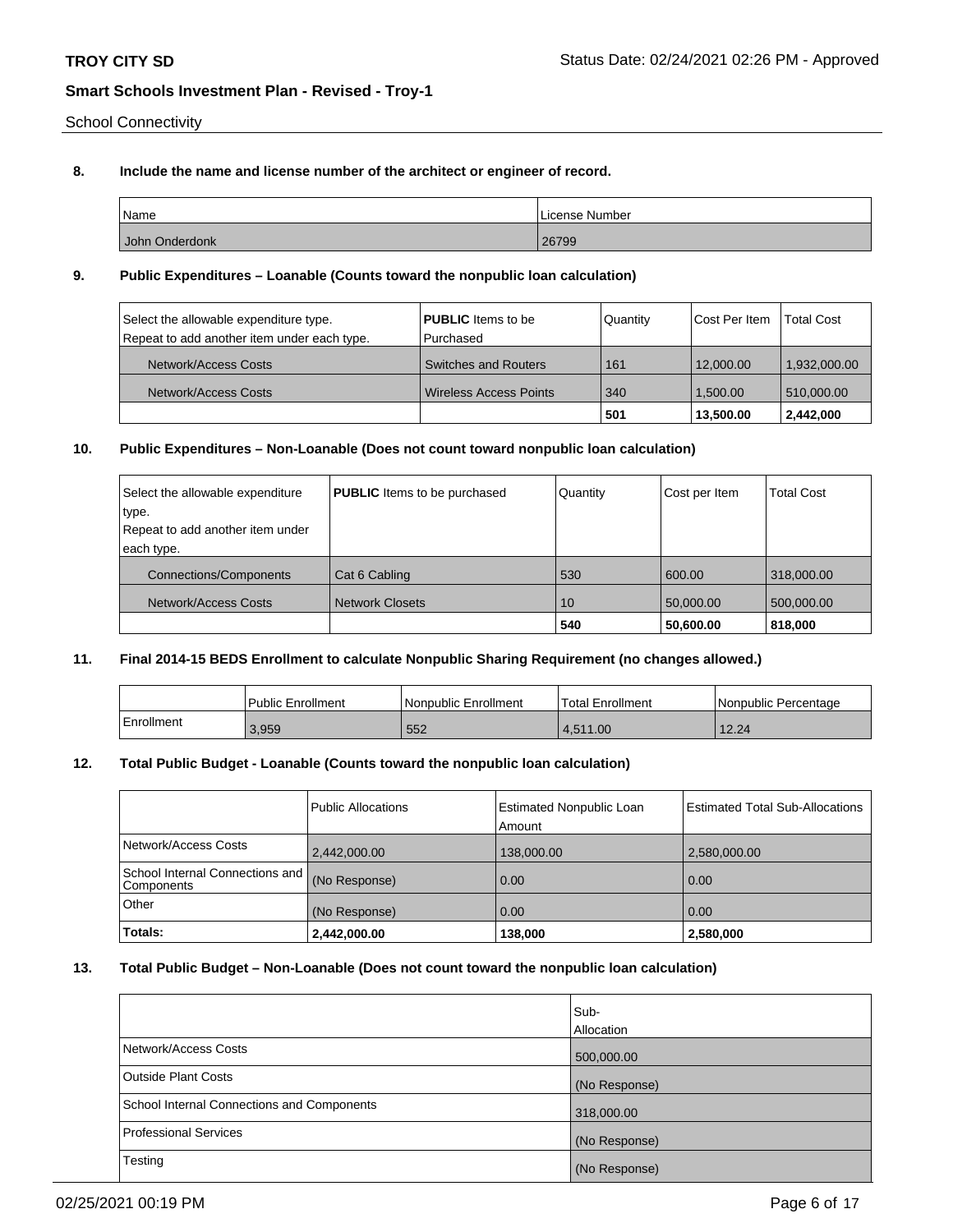School Connectivity

**8. Include the name and license number of the architect or engineer of record.**

| Name | License Number |
|---|---|
| John Onderdonk | 26799 |

**9. Public Expenditures – Loanable (Counts toward the nonpublic loan calculation)**

| Select the allowable expenditure type. Repeat to add another item under each type. | **PUBLIC** Items to be Purchased | Quantity | Cost Per Item | Total Cost |
|---|---|---|---|---|
| Network/Access Costs | Switches and Routers | 161 | 12,000.00 | 1,932,000.00 |
| Network/Access Costs | Wireless Access Points | 340 | 1,500.00 | 510,000.00 |
| | | **501** | **13,500.00** | **2,442,000** |

**10. Public Expenditures – Non-Loanable (Does not count toward nonpublic loan calculation)**

| Select the allowable expenditure type. Repeat to add another item under each type. | **PUBLIC** Items to be purchased | Quantity | Cost per Item | Total Cost |
|---|---|---|---|---|
| Connections/Components | Cat 6 Cabling | 530 | 600.00 | 318,000.00 |
| Network/Access Costs | Network Closets | 10 | 50,000.00 | 500,000.00 |
| | | **540** | **50,600.00** | **818,000** |

**11. Final 2014-15 BEDS Enrollment to calculate Nonpublic Sharing Requirement (no changes allowed.)**

| | Public Enrollment | Nonpublic Enrollment | Total Enrollment | Nonpublic Percentage |
|---|---|---|---|---|
| Enrollment | 3,959 | 552 | 4,511.00 | 12.24 |

**12. Total Public Budget - Loanable (Counts toward the nonpublic loan calculation)**

| | Public Allocations | Estimated Nonpublic Loan Amount | Estimated Total Sub-Allocations |
|---|---|---|---|
| Network/Access Costs | 2,442,000.00 | 138,000.00 | 2,580,000.00 |
| School Internal Connections and Components | (No Response) | 0.00 | 0.00 |
| Other | (No Response) | 0.00 | 0.00 |
| **Totals:** | **2,442,000.00** | **138,000** | **2,580,000** |

**13. Total Public Budget – Non-Loanable (Does not count toward the nonpublic loan calculation)**

| | Sub-Allocation |
|---|---|
| Network/Access Costs | 500,000.00 |
| Outside Plant Costs | (No Response) |
| School Internal Connections and Components | 318,000.00 |
| Professional Services | (No Response) |
| Testing | (No Response) |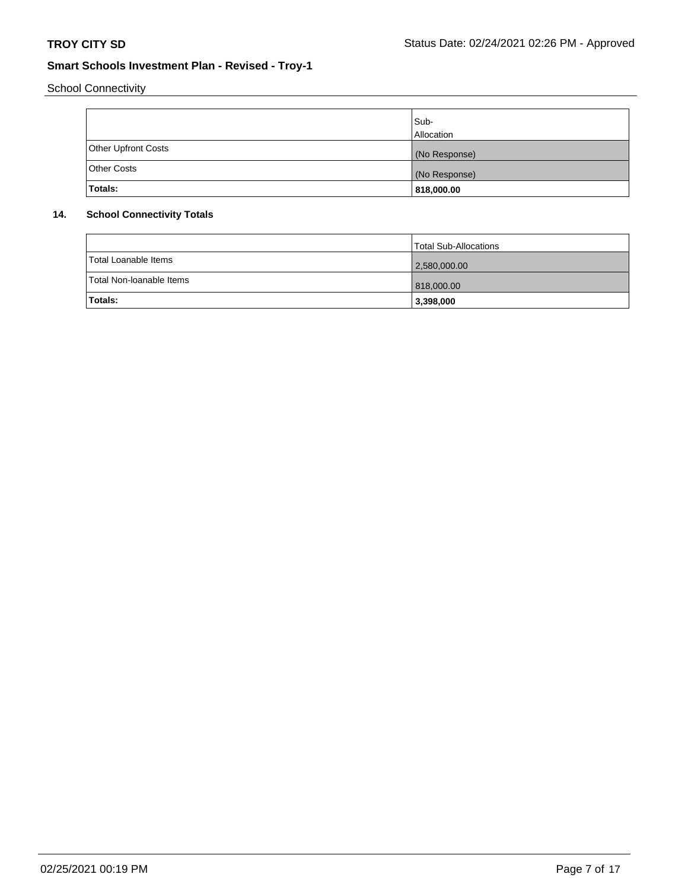School Connectivity

| | Sub-Allocation |
|---|---|
| Other Upfront Costs | (No Response) |
| Other Costs | (No Response) |
| **Totals:** | **818,000.00** |

### 14. School Connectivity Totals

| | Total Sub-Allocations |
|---|---|
| Total Loanable Items | 2,580,000.00 |
| Total Non-loanable Items | 818,000.00 |
| **Totals:** | **3,398,000** |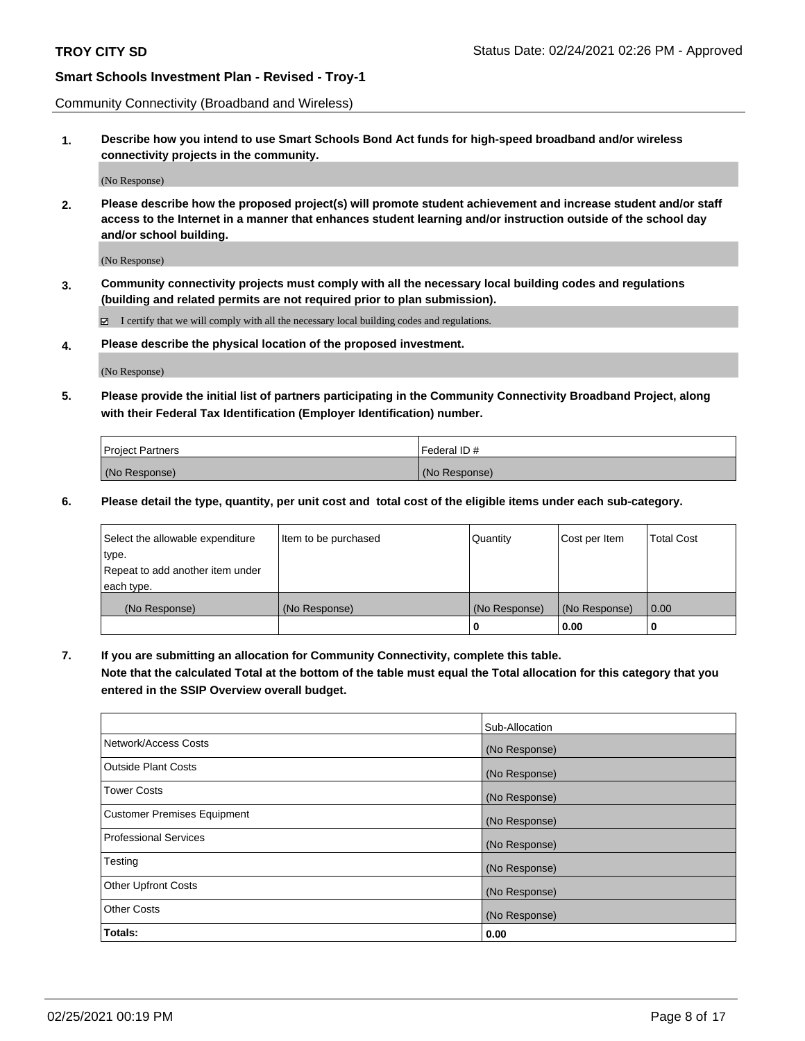Community Connectivity (Broadband and Wireless)

**1. Describe how you intend to use Smart Schools Bond Act funds for high-speed broadband and/or wireless connectivity projects in the community.**

(No Response)

**2. Please describe how the proposed project(s) will promote student achievement and increase student and/or staff access to the Internet in a manner that enhances student learning and/or instruction outside of the school day and/or school building.**

(No Response)

**3. Community connectivity projects must comply with all the necessary local building codes and regulations (building and related permits are not required prior to plan submission).**

☑ I certify that we will comply with all the necessary local building codes and regulations.

**4. Please describe the physical location of the proposed investment.**

(No Response)

**5. Please provide the initial list of partners participating in the Community Connectivity Broadband Project, along with their Federal Tax Identification (Employer Identification) number.**

| Project Partners | Federal ID # |
|---|---|
| (No Response) | (No Response) |

**6. Please detail the type, quantity, per unit cost and total cost of the eligible items under each sub-category.**

| Select the allowable expenditure type. Repeat to add another item under each type. | Item to be purchased | Quantity | Cost per Item | Total Cost |
|---|---|---|---|---|
| (No Response) | (No Response) | (No Response) | (No Response) | 0.00 |
| | | 0 | 0.00 | 0 |

**7. If you are submitting an allocation for Community Connectivity, complete this table. Note that the calculated Total at the bottom of the table must equal the Total allocation for this category that you entered in the SSIP Overview overall budget.**

| | Sub-Allocation |
|---|---|
| Network/Access Costs | (No Response) |
| Outside Plant Costs | (No Response) |
| Tower Costs | (No Response) |
| Customer Premises Equipment | (No Response) |
| Professional Services | (No Response) |
| Testing | (No Response) |
| Other Upfront Costs | (No Response) |
| Other Costs | (No Response) |
| **Totals:** | **0.00** |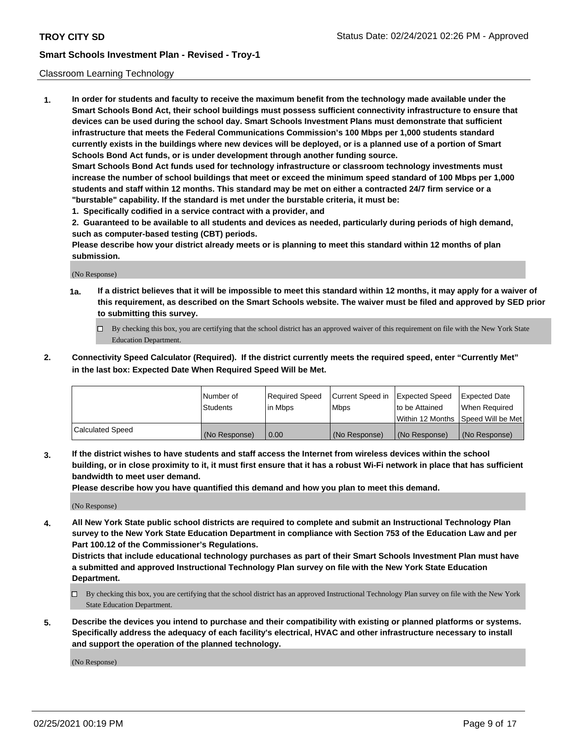Classroom Learning Technology

**1. In order for students and faculty to receive the maximum benefit from the technology made available under the Smart Schools Bond Act, their school buildings must possess sufficient connectivity infrastructure to ensure that devices can be used during the school day. Smart Schools Investment Plans must demonstrate that sufficient infrastructure that meets the Federal Communications Commission's 100 Mbps per 1,000 students standard currently exists in the buildings where new devices will be deployed, or is a planned use of a portion of Smart Schools Bond Act funds, or is under development through another funding source.**

**Smart Schools Bond Act funds used for technology infrastructure or classroom technology investments must increase the number of school buildings that meet or exceed the minimum speed standard of 100 Mbps per 1,000 students and staff within 12 months. This standard may be met on either a contracted 24/7 firm service or a "burstable" capability. If the standard is met under the burstable criteria, it must be:**

**1. Specifically codified in a service contract with a provider, and**

**2. Guaranteed to be available to all students and devices as needed, particularly during periods of high demand, such as computer-based testing (CBT) periods.**

**Please describe how your district already meets or is planning to meet this standard within 12 months of plan submission.**

(No Response)

**1a. If a district believes that it will be impossible to meet this standard within 12 months, it may apply for a waiver of this requirement, as described on the Smart Schools website. The waiver must be filed and approved by SED prior to submitting this survey.**

☐ By checking this box, you are certifying that the school district has an approved waiver of this requirement on file with the New York State Education Department.

**2. Connectivity Speed Calculator (Required). If the district currently meets the required speed, enter "Currently Met" in the last box: Expected Date When Required Speed Will be Met.**

| | Number of Students | Required Speed in Mbps | Current Speed in Mbps | Expected Speed to be Attained Within 12 Months | Expected Date When Required Speed Will be Met |
|---|---|---|---|---|---|
| Calculated Speed | (No Response) | 0.00 | (No Response) | (No Response) | (No Response) |

**3. If the district wishes to have students and staff access the Internet from wireless devices within the school building, or in close proximity to it, it must first ensure that it has a robust Wi-Fi network in place that has sufficient bandwidth to meet user demand.**

**Please describe how you have quantified this demand and how you plan to meet this demand.**

(No Response)

**4. All New York State public school districts are required to complete and submit an Instructional Technology Plan survey to the New York State Education Department in compliance with Section 753 of the Education Law and per Part 100.12 of the Commissioner's Regulations.**

**Districts that include educational technology purchases as part of their Smart Schools Investment Plan must have a submitted and approved Instructional Technology Plan survey on file with the New York State Education Department.**

☐ By checking this box, you are certifying that the school district has an approved Instructional Technology Plan survey on file with the New York State Education Department.

**5. Describe the devices you intend to purchase and their compatibility with existing or planned platforms or systems. Specifically address the adequacy of each facility's electrical, HVAC and other infrastructure necessary to install and support the operation of the planned technology.**

(No Response)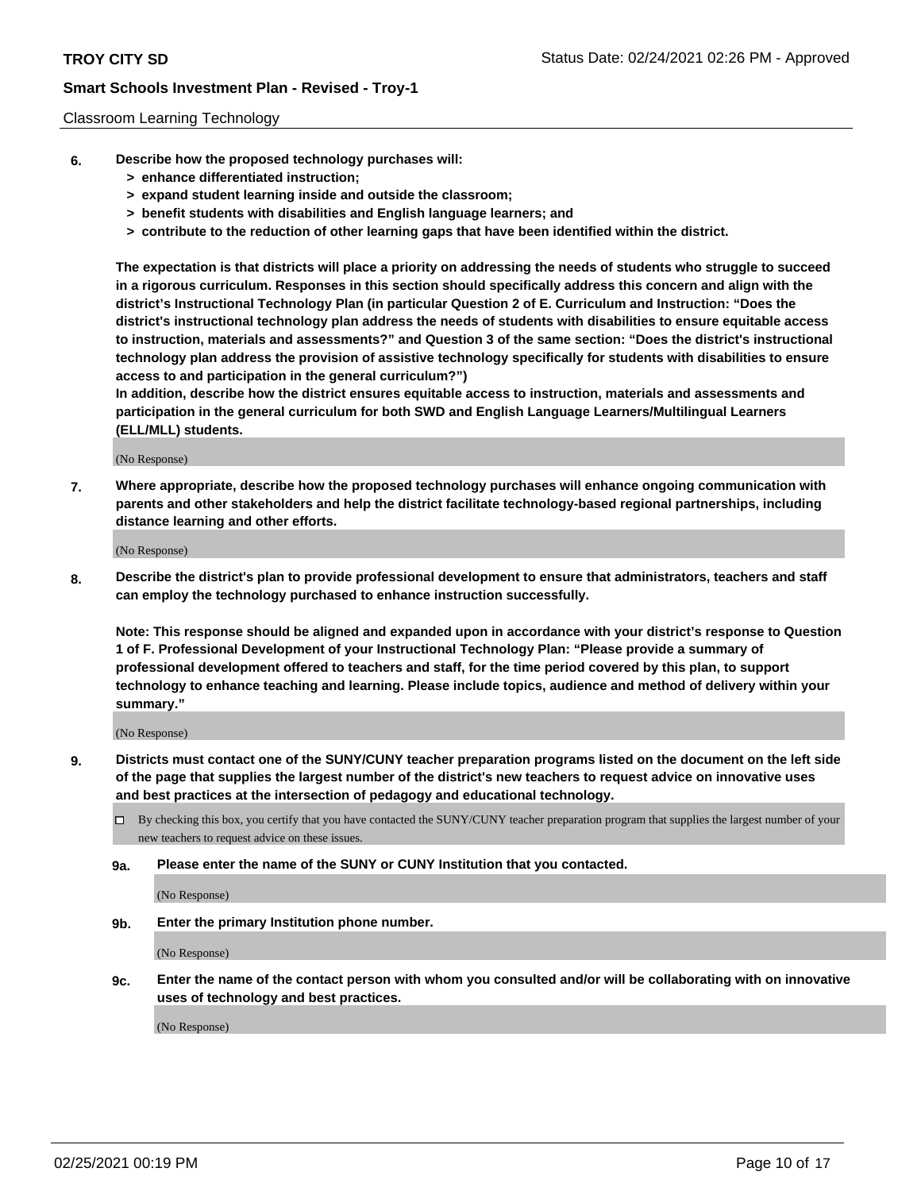Classroom Learning Technology

**6. Describe how the proposed technology purchases will:**

- **> enhance differentiated instruction;**
- **> expand student learning inside and outside the classroom;**
- **> benefit students with disabilities and English language learners; and**
- **> contribute to the reduction of other learning gaps that have been identified within the district.**

**The expectation is that districts will place a priority on addressing the needs of students who struggle to succeed in a rigorous curriculum. Responses in this section should specifically address this concern and align with the district's Instructional Technology Plan (in particular Question 2 of E. Curriculum and Instruction: "Does the district's instructional technology plan address the needs of students with disabilities to ensure equitable access to instruction, materials and assessments?" and Question 3 of the same section: "Does the district's instructional technology plan address the provision of assistive technology specifically for students with disabilities to ensure access to and participation in the general curriculum?")**

**In addition, describe how the district ensures equitable access to instruction, materials and assessments and participation in the general curriculum for both SWD and English Language Learners/Multilingual Learners (ELL/MLL) students.**

(No Response)

**7. Where appropriate, describe how the proposed technology purchases will enhance ongoing communication with parents and other stakeholders and help the district facilitate technology-based regional partnerships, including distance learning and other efforts.**

(No Response)

**8. Describe the district's plan to provide professional development to ensure that administrators, teachers and staff can employ the technology purchased to enhance instruction successfully.**

**Note: This response should be aligned and expanded upon in accordance with your district's response to Question 1 of F. Professional Development of your Instructional Technology Plan: "Please provide a summary of professional development offered to teachers and staff, for the time period covered by this plan, to support technology to enhance teaching and learning. Please include topics, audience and method of delivery within your summary."**

(No Response)

**9. Districts must contact one of the SUNY/CUNY teacher preparation programs listed on the document on the left side of the page that supplies the largest number of the district's new teachers to request advice on innovative uses and best practices at the intersection of pedagogy and educational technology.**

☐ By checking this box, you certify that you have contacted the SUNY/CUNY teacher preparation program that supplies the largest number of your new teachers to request advice on these issues.

**9a. Please enter the name of the SUNY or CUNY Institution that you contacted.**

(No Response)

**9b. Enter the primary Institution phone number.**

(No Response)

**9c. Enter the name of the contact person with whom you consulted and/or will be collaborating with on innovative uses of technology and best practices.**

(No Response)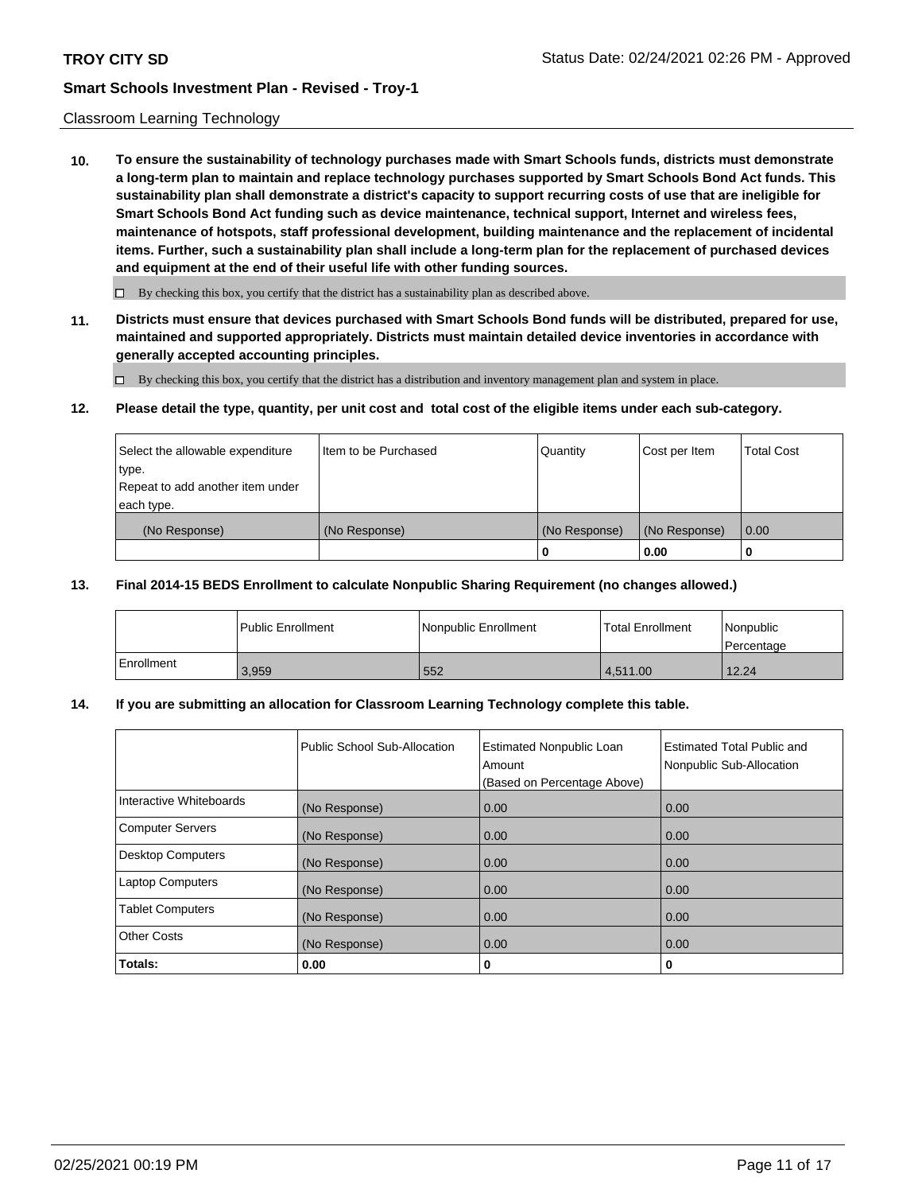Classroom Learning Technology

**10. To ensure the sustainability of technology purchases made with Smart Schools funds, districts must demonstrate a long-term plan to maintain and replace technology purchases supported by Smart Schools Bond Act funds. This sustainability plan shall demonstrate a district's capacity to support recurring costs of use that are ineligible for Smart Schools Bond Act funding such as device maintenance, technical support, Internet and wireless fees, maintenance of hotspots, staff professional development, building maintenance and the replacement of incidental items. Further, such a sustainability plan shall include a long-term plan for the replacement of purchased devices and equipment at the end of their useful life with other funding sources.**

☐ By checking this box, you certify that the district has a sustainability plan as described above.

**11. Districts must ensure that devices purchased with Smart Schools Bond funds will be distributed, prepared for use, maintained and supported appropriately. Districts must maintain detailed device inventories in accordance with generally accepted accounting principles.**

☐ By checking this box, you certify that the district has a distribution and inventory management plan and system in place.

**12. Please detail the type, quantity, per unit cost and total cost of the eligible items under each sub-category.**

| Select the allowable expenditure type. Repeat to add another item under each type. | Item to be Purchased | Quantity | Cost per Item | Total Cost |
|---|---|---|---|---|
| (No Response) | (No Response) | (No Response) | (No Response) | 0.00 |
| | | 0 | 0.00 | 0 |

**13. Final 2014-15 BEDS Enrollment to calculate Nonpublic Sharing Requirement (no changes allowed.)**

| | Public Enrollment | Nonpublic Enrollment | Total Enrollment | Nonpublic Percentage |
|---|---|---|---|---|
| Enrollment | 3,959 | 552 | 4,511.00 | 12.24 |

**14. If you are submitting an allocation for Classroom Learning Technology complete this table.**

| | Public School Sub-Allocation | Estimated Nonpublic Loan Amount (Based on Percentage Above) | Estimated Total Public and Nonpublic Sub-Allocation |
|---|---|---|---|
| Interactive Whiteboards | (No Response) | 0.00 | 0.00 |
| Computer Servers | (No Response) | 0.00 | 0.00 |
| Desktop Computers | (No Response) | 0.00 | 0.00 |
| Laptop Computers | (No Response) | 0.00 | 0.00 |
| Tablet Computers | (No Response) | 0.00 | 0.00 |
| Other Costs | (No Response) | 0.00 | 0.00 |
| **Totals:** | **0.00** | **0** | **0** |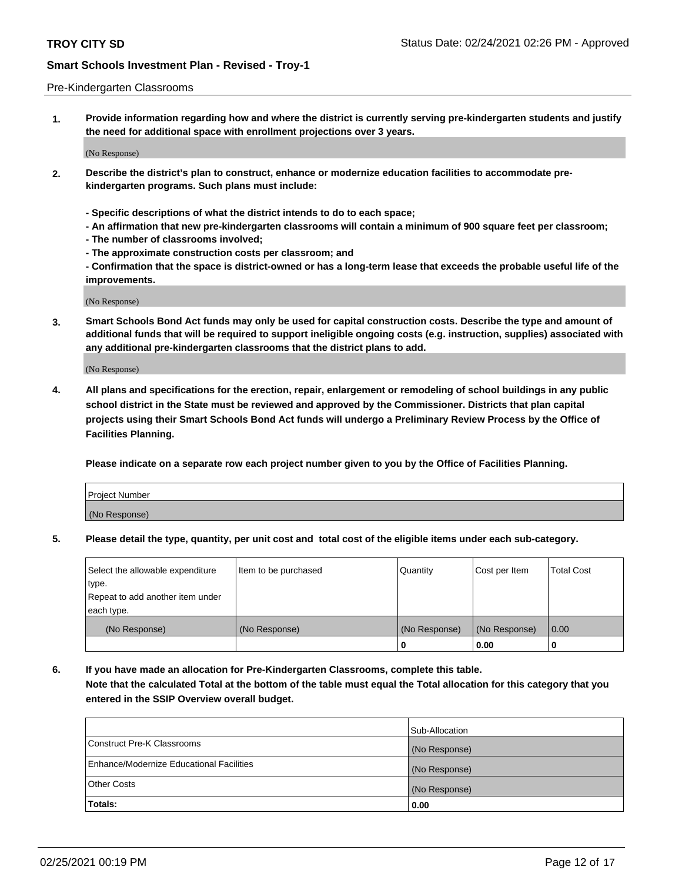Pre-Kindergarten Classrooms

**1. Provide information regarding how and where the district is currently serving pre-kindergarten students and justify the need for additional space with enrollment projections over 3 years.**

(No Response)

**2. Describe the district's plan to construct, enhance or modernize education facilities to accommodate pre-kindergarten programs. Such plans must include:**

**- Specific descriptions of what the district intends to do to each space;**
**- An affirmation that new pre-kindergarten classrooms will contain a minimum of 900 square feet per classroom;**
**- The number of classrooms involved;**
**- The approximate construction costs per classroom; and**
**- Confirmation that the space is district-owned or has a long-term lease that exceeds the probable useful life of the improvements.**

(No Response)

**3. Smart Schools Bond Act funds may only be used for capital construction costs. Describe the type and amount of additional funds that will be required to support ineligible ongoing costs (e.g. instruction, supplies) associated with any additional pre-kindergarten classrooms that the district plans to add.**

(No Response)

**4. All plans and specifications for the erection, repair, enlargement or remodeling of school buildings in any public school district in the State must be reviewed and approved by the Commissioner. Districts that plan capital projects using their Smart Schools Bond Act funds will undergo a Preliminary Review Process by the Office of Facilities Planning.**

**Please indicate on a separate row each project number given to you by the Office of Facilities Planning.**

| Project Number |
|---|
| (No Response) |

**5. Please detail the type, quantity, per unit cost and total cost of the eligible items under each sub-category.**

| Select the allowable expenditure type. Repeat to add another item under each type. | Item to be purchased | Quantity | Cost per Item | Total Cost |
|---|---|---|---|---|
| (No Response) | (No Response) | (No Response) | (No Response) | 0.00 |
| | | 0 | 0.00 | 0 |

**6. If you have made an allocation for Pre-Kindergarten Classrooms, complete this table. Note that the calculated Total at the bottom of the table must equal the Total allocation for this category that you entered in the SSIP Overview overall budget.**

| | Sub-Allocation |
|---|---|
| Construct Pre-K Classrooms | (No Response) |
| Enhance/Modernize Educational Facilities | (No Response) |
| Other Costs | (No Response) |
| **Totals:** | **0.00** |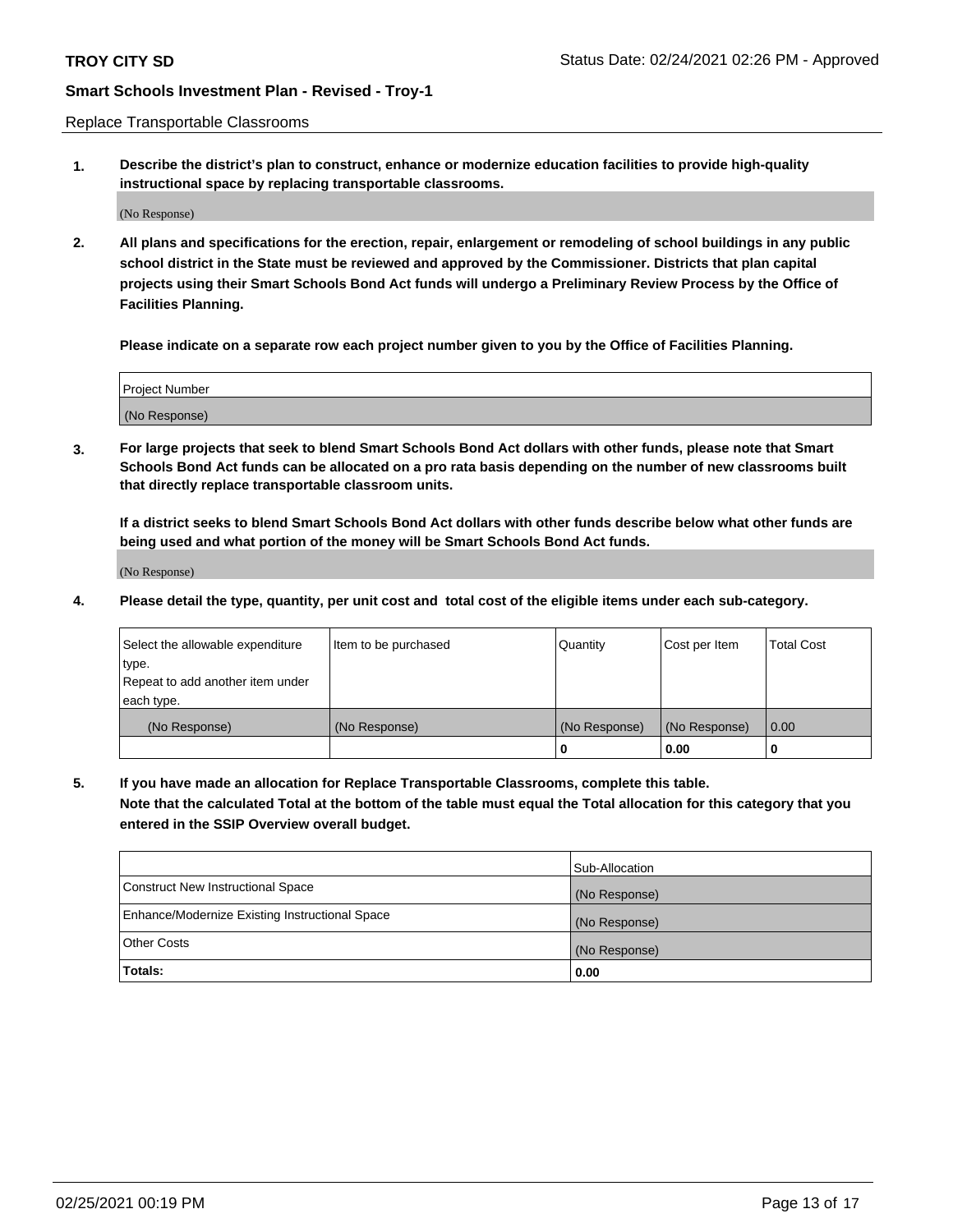Replace Transportable Classrooms

1. **Describe the district's plan to construct, enhance or modernize education facilities to provide high-quality instructional space by replacing transportable classrooms.**

(No Response)

2. **All plans and specifications for the erection, repair, enlargement or remodeling of school buildings in any public school district in the State must be reviewed and approved by the Commissioner. Districts that plan capital projects using their Smart Schools Bond Act funds will undergo a Preliminary Review Process by the Office of Facilities Planning.**

**Please indicate on a separate row each project number given to you by the Office of Facilities Planning.**

| Project Number |
|---|
| (No Response) |

3. **For large projects that seek to blend Smart Schools Bond Act dollars with other funds, please note that Smart Schools Bond Act funds can be allocated on a pro rata basis depending on the number of new classrooms built that directly replace transportable classroom units.**

**If a district seeks to blend Smart Schools Bond Act dollars with other funds describe below what other funds are being used and what portion of the money will be Smart Schools Bond Act funds.**

(No Response)

4. **Please detail the type, quantity, per unit cost and total cost of the eligible items under each sub-category.**

| Select the allowable expenditure type. Repeat to add another item under each type. | Item to be purchased | Quantity | Cost per Item | Total Cost |
|---|---|---|---|---|
| (No Response) | (No Response) | (No Response) | (No Response) | 0.00 |
| | | 0 | 0.00 | 0 |

5. **If you have made an allocation for Replace Transportable Classrooms, complete this table. Note that the calculated Total at the bottom of the table must equal the Total allocation for this category that you entered in the SSIP Overview overall budget.**

| | Sub-Allocation |
|---|---|
| Construct New Instructional Space | (No Response) |
| Enhance/Modernize Existing Instructional Space | (No Response) |
| Other Costs | (No Response) |
| **Totals:** | **0.00** |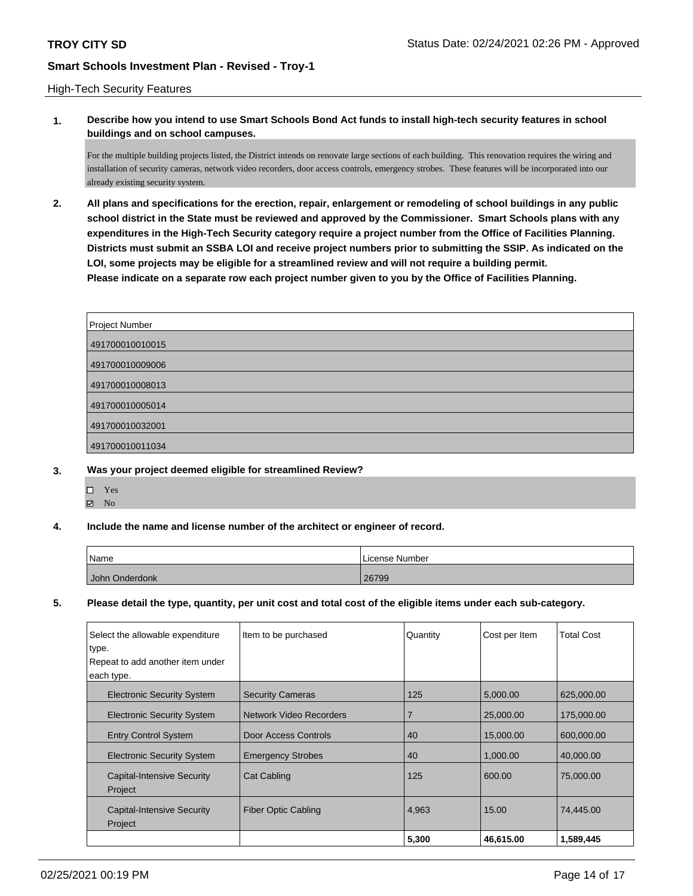**TROY CITY SD** Status Date: 02/24/2021 02:26 PM - Approved

**Smart Schools Investment Plan - Revised - Troy-1**

High-Tech Security Features

**1. Describe how you intend to use Smart Schools Bond Act funds to install high-tech security features in school buildings and on school campuses.**

For the multiple building projects listed, the District intends on renovate large sections of each building. This renovation requires the wiring and installation of security cameras, network video recorders, door access controls, emergency strobes. These features will be incorporated into our already existing security system.

**2. All plans and specifications for the erection, repair, enlargement or remodeling of school buildings in any public school district in the State must be reviewed and approved by the Commissioner. Smart Schools plans with any expenditures in the High-Tech Security category require a project number from the Office of Facilities Planning. Districts must submit an SSBA LOI and receive project numbers prior to submitting the SSIP. As indicated on the LOI, some projects may be eligible for a streamlined review and will not require a building permit.**
**Please indicate on a separate row each project number given to you by the Office of Facilities Planning.**

| Project Number |
|---|
| 491700010010015 |
| 491700010009006 |
| 491700010008013 |
| 491700010005014 |
| 491700010032001 |
| 491700010011034 |

**3. Was your project deemed eligible for streamlined Review?**

- ☐ Yes
- ☑ No

**4. Include the name and license number of the architect or engineer of record.**

| Name | License Number |
|---|---|
| John Onderdonk | 26799 |

**5. Please detail the type, quantity, per unit cost and total cost of the eligible items under each sub-category.**

| Select the allowable expenditure type. Repeat to add another item under each type. | Item to be purchased | Quantity | Cost per Item | Total Cost |
|---|---|---|---|---|
| Electronic Security System | Security Cameras | 125 | 5,000.00 | 625,000.00 |
| Electronic Security System | Network Video Recorders | 7 | 25,000.00 | 175,000.00 |
| Entry Control System | Door Access Controls | 40 | 15,000.00 | 600,000.00 |
| Electronic Security System | Emergency Strobes | 40 | 1,000.00 | 40,000.00 |
| Capital-Intensive Security Project | Cat Cabling | 125 | 600.00 | 75,000.00 |
| Capital-Intensive Security Project | Fiber Optic Cabling | 4,963 | 15.00 | 74,445.00 |
| | | **5,300** | **46,615.00** | **1,589,445** |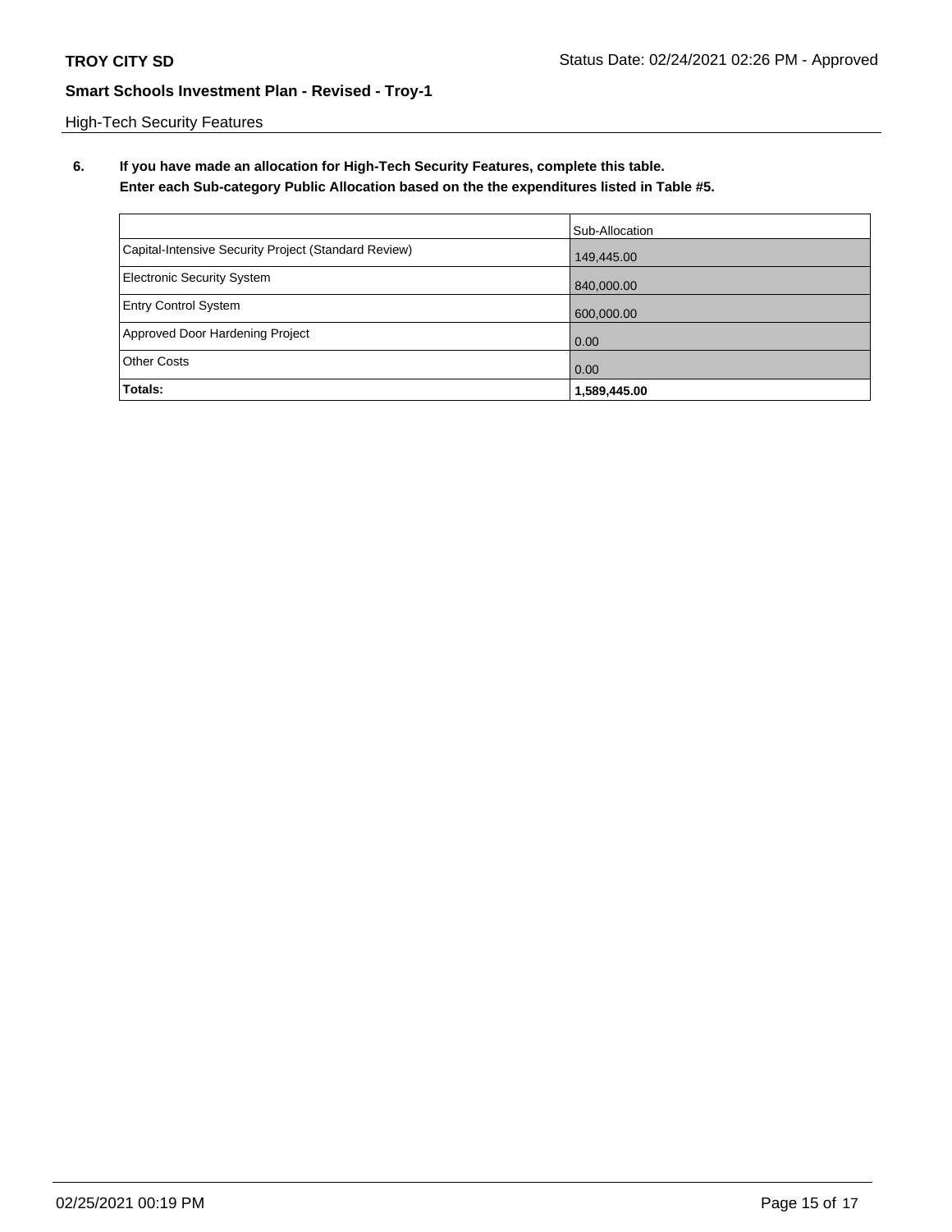High-Tech Security Features

**6. If you have made an allocation for High-Tech Security Features, complete this table. Enter each Sub-category Public Allocation based on the the expenditures listed in Table #5.**

| | Sub-Allocation |
|---|---|
| Capital-Intensive Security Project (Standard Review) | 149,445.00 |
| Electronic Security System | 840,000.00 |
| Entry Control System | 600,000.00 |
| Approved Door Hardening Project | 0.00 |
| Other Costs | 0.00 |
| **Totals:** | **1,589,445.00** |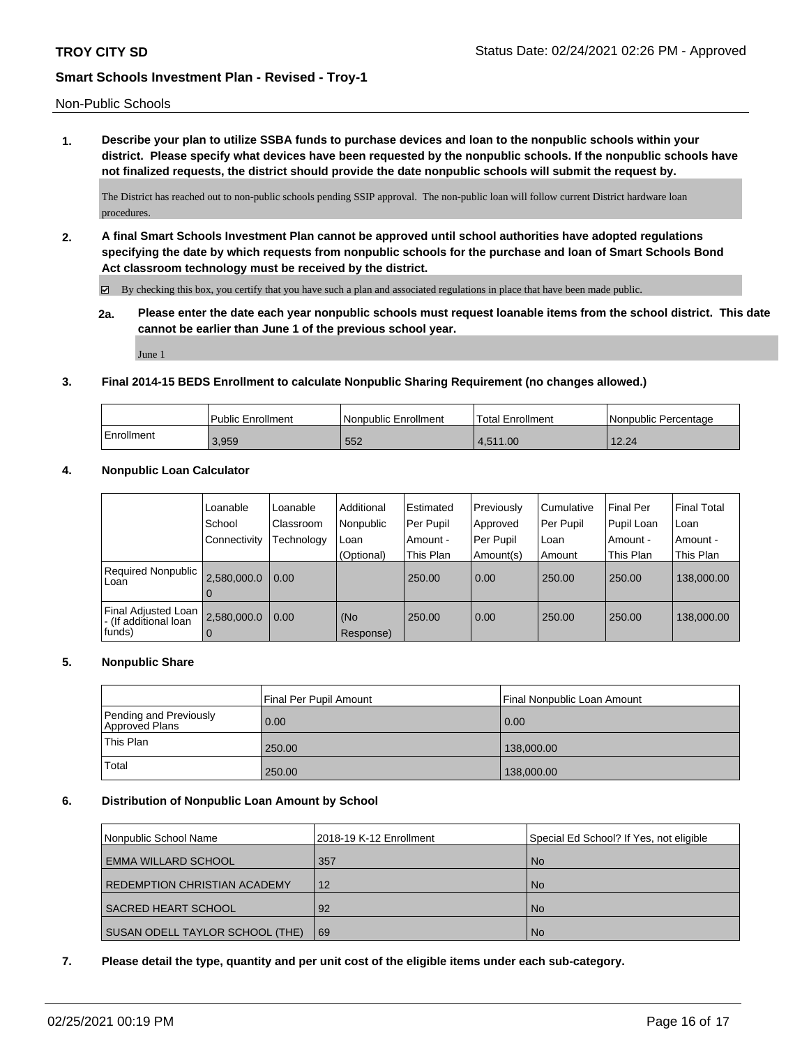Non-Public Schools

**1. Describe your plan to utilize SSBA funds to purchase devices and loan to the nonpublic schools within your district. Please specify what devices have been requested by the nonpublic schools. If the nonpublic schools have not finalized requests, the district should provide the date nonpublic schools will submit the request by.**

The District has reached out to non-public schools pending SSIP approval. The non-public loan will follow current District hardware loan procedures.

**2. A final Smart Schools Investment Plan cannot be approved until school authorities have adopted regulations specifying the date by which requests from nonpublic schools for the purchase and loan of Smart Schools Bond Act classroom technology must be received by the district.**

☑ By checking this box, you certify that you have such a plan and associated regulations in place that have been made public.

**2a. Please enter the date each year nonpublic schools must request loanable items from the school district. This date cannot be earlier than June 1 of the previous school year.**

June 1

**3. Final 2014-15 BEDS Enrollment to calculate Nonpublic Sharing Requirement (no changes allowed.)**

| | Public Enrollment | Nonpublic Enrollment | Total Enrollment | Nonpublic Percentage |
|---|---|---|---|---|
| Enrollment | 3,959 | 552 | 4,511.00 | 12.24 |

**4. Nonpublic Loan Calculator**

| | Loanable School Connectivity | Loanable Classroom Technology | Additional Nonpublic Loan (Optional) | Estimated Per Pupil Amount - This Plan | Previously Approved Per Pupil Amount(s) | Cumulative Per Pupil Loan Amount | Final Per Pupil Loan Amount - This Plan | Final Total Loan Amount - This Plan |
|---|---|---|---|---|---|---|---|---|
| Required Nonpublic Loan | 2,580,000.00 | 0.00 | | 250.00 | 0.00 | 250.00 | 250.00 | 138,000.00 |
| Final Adjusted Loan - (If additional loan funds) | 2,580,000.00 | 0.00 | (No Response) | 250.00 | 0.00 | 250.00 | 250.00 | 138,000.00 |

**5. Nonpublic Share**

| | Final Per Pupil Amount | Final Nonpublic Loan Amount |
|---|---|---|
| Pending and Previously Approved Plans | 0.00 | 0.00 |
| This Plan | 250.00 | 138,000.00 |
| Total | 250.00 | 138,000.00 |

**6. Distribution of Nonpublic Loan Amount by School**

| Nonpublic School Name | 2018-19 K-12 Enrollment | Special Ed School? If Yes, not eligible |
|---|---|---|
| EMMA WILLARD SCHOOL | 357 | No |
| REDEMPTION CHRISTIAN ACADEMY | 12 | No |
| SACRED HEART SCHOOL | 92 | No |
| SUSAN ODELL TAYLOR SCHOOL (THE) | 69 | No |

**7. Please detail the type, quantity and per unit cost of the eligible items under each sub-category.**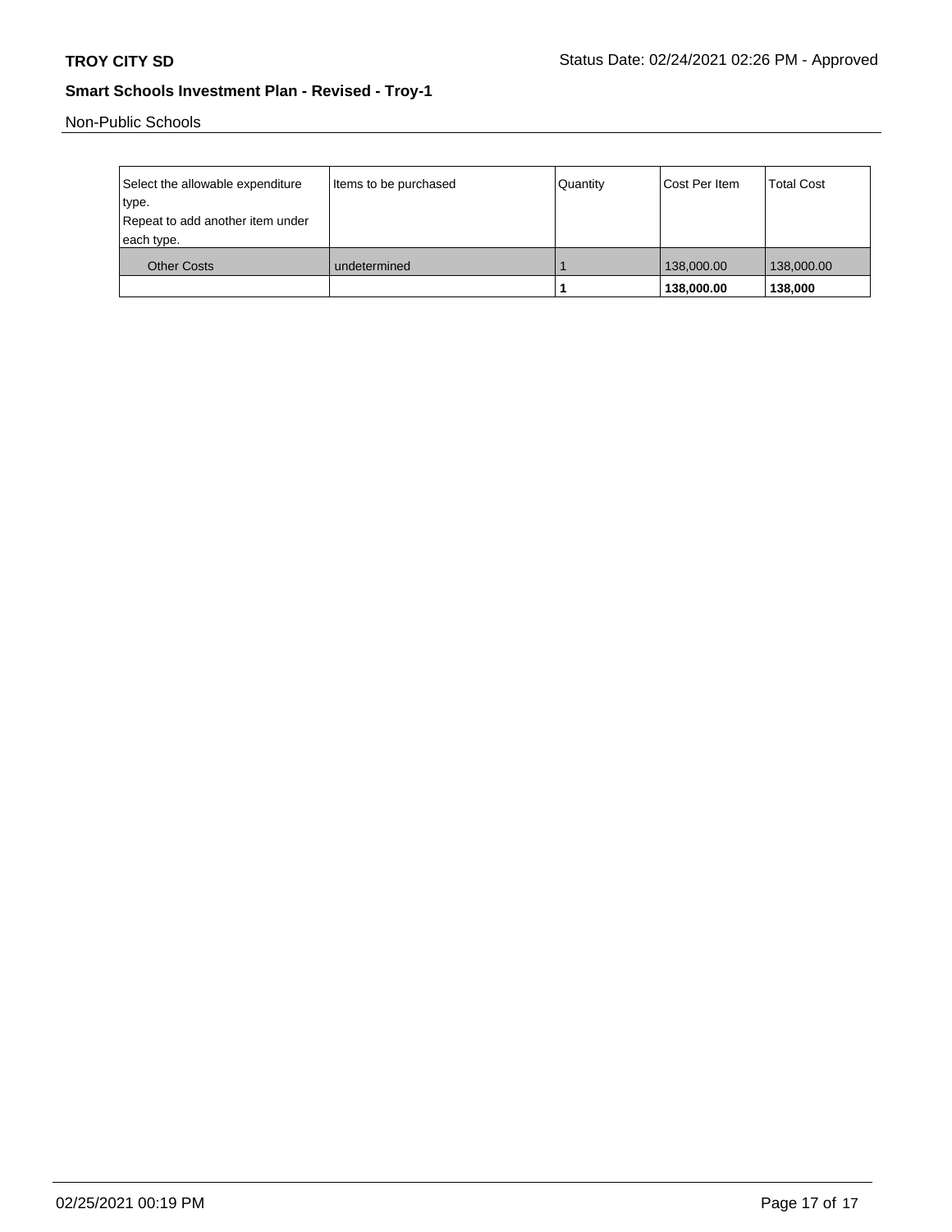Non-Public Schools

| Select the allowable expenditure type. Repeat to add another item under each type. | Items to be purchased | Quantity | Cost Per Item | Total Cost |
|---|---|---|---|---|
| Other Costs | undetermined | 1 | 138,000.00 | 138,000.00 |
| | | **1** | **138,000.00** | **138,000** |